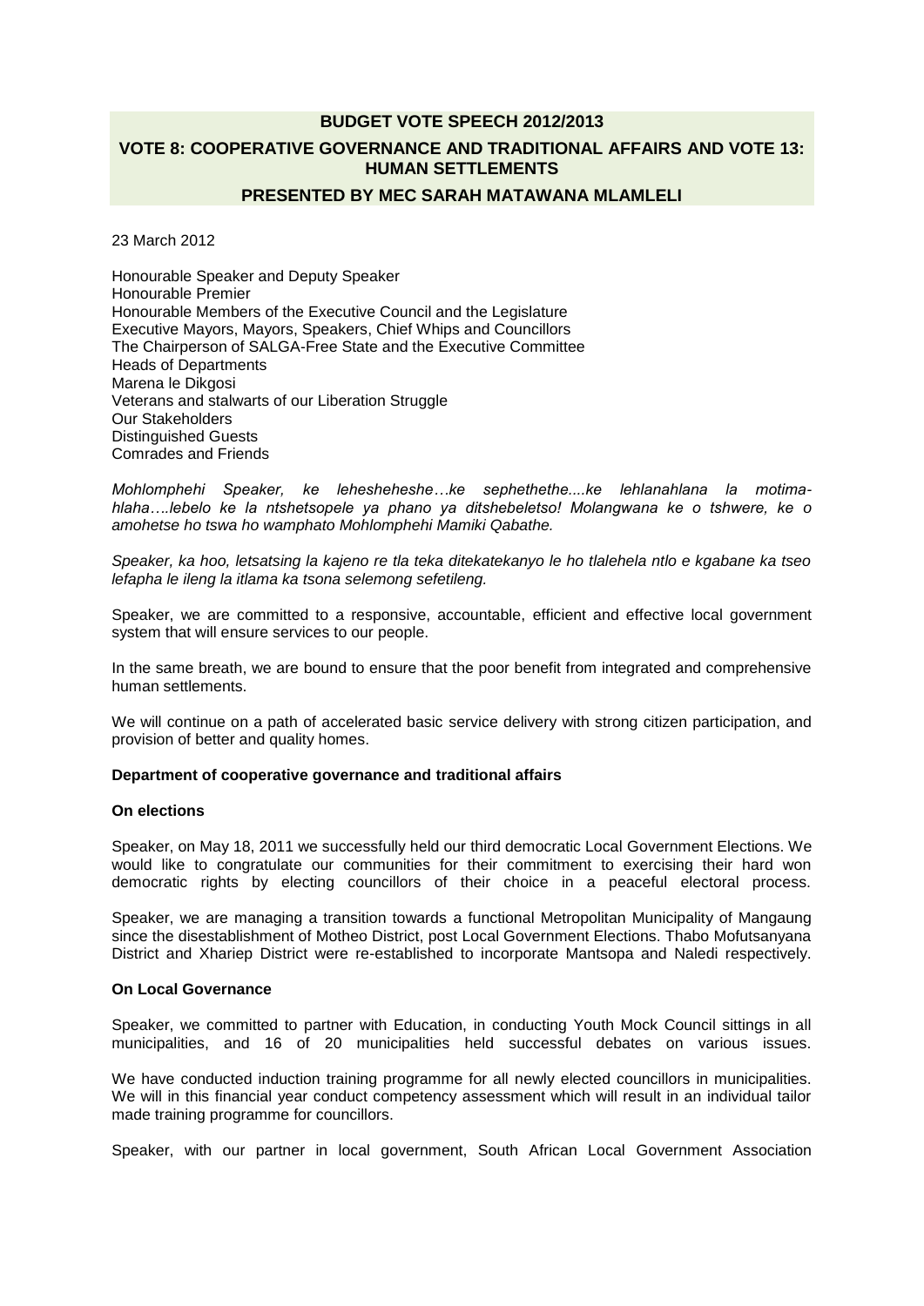**BUDGET VOTE SPEECH 2012/2013**

**VOTE 8: COOPERATIVE GOVERNANCE AND TRADITIONAL AFFAIRS AND VOTE 13: HUMAN SETTLEMENTS**

**PRESENTED BY MEC SARAH MATAWANA MLAMLELI**

23 March 2012

Honourable Speaker and Deputy Speaker
Honourable Premier
Honourable Members of the Executive Council and the Legislature
Executive Mayors, Mayors, Speakers, Chief Whips and Councillors
The Chairperson of SALGA-Free State and the Executive Committee
Heads of Departments
Marena le Dikgosi
Veterans and stalwarts of our Liberation Struggle
Our Stakeholders
Distinguished Guests
Comrades and Friends

*Mohlomphehi Speaker, ke lehesheheshe…ke sephethethe....ke lehlanahlana la motima-hlaha….lebelo ke la ntshetsopele ya phano ya ditshebeletso! Molangwana ke o tshwere, ke o amohetse ho tswa ho wamphato Mohlomphehi Mamiki Qabathe.*

*Speaker, ka hoo, letsatsing la kajeno re tla teka ditekatekanyo le ho tlalehela ntlo e kgabane ka tseo lefapha le ileng la itlama ka tsona selemong sefetileng.*

Speaker, we are committed to a responsive, accountable, efficient and effective local government system that will ensure services to our people.

In the same breath, we are bound to ensure that the poor benefit from integrated and comprehensive human settlements.

We will continue on a path of accelerated basic service delivery with strong citizen participation, and provision of better and quality homes.

**Department of cooperative governance and traditional affairs**

**On elections**

Speaker, on May 18, 2011 we successfully held our third democratic Local Government Elections. We would like to congratulate our communities for their commitment to exercising their hard won democratic rights by electing councillors of their choice in a peaceful electoral process.

Speaker, we are managing a transition towards a functional Metropolitan Municipality of Mangaung since the disestablishment of Motheo District, post Local Government Elections. Thabo Mofutsanyana District and Xhariep District were re-established to incorporate Mantsopa and Naledi respectively.

**On Local Governance**

Speaker, we committed to partner with Education, in conducting Youth Mock Council sittings in all municipalities, and 16 of 20 municipalities held successful debates on various issues.

We have conducted induction training programme for all newly elected councillors in municipalities. We will in this financial year conduct competency assessment which will result in an individual tailor made training programme for councillors.

Speaker, with our partner in local government, South African Local Government Association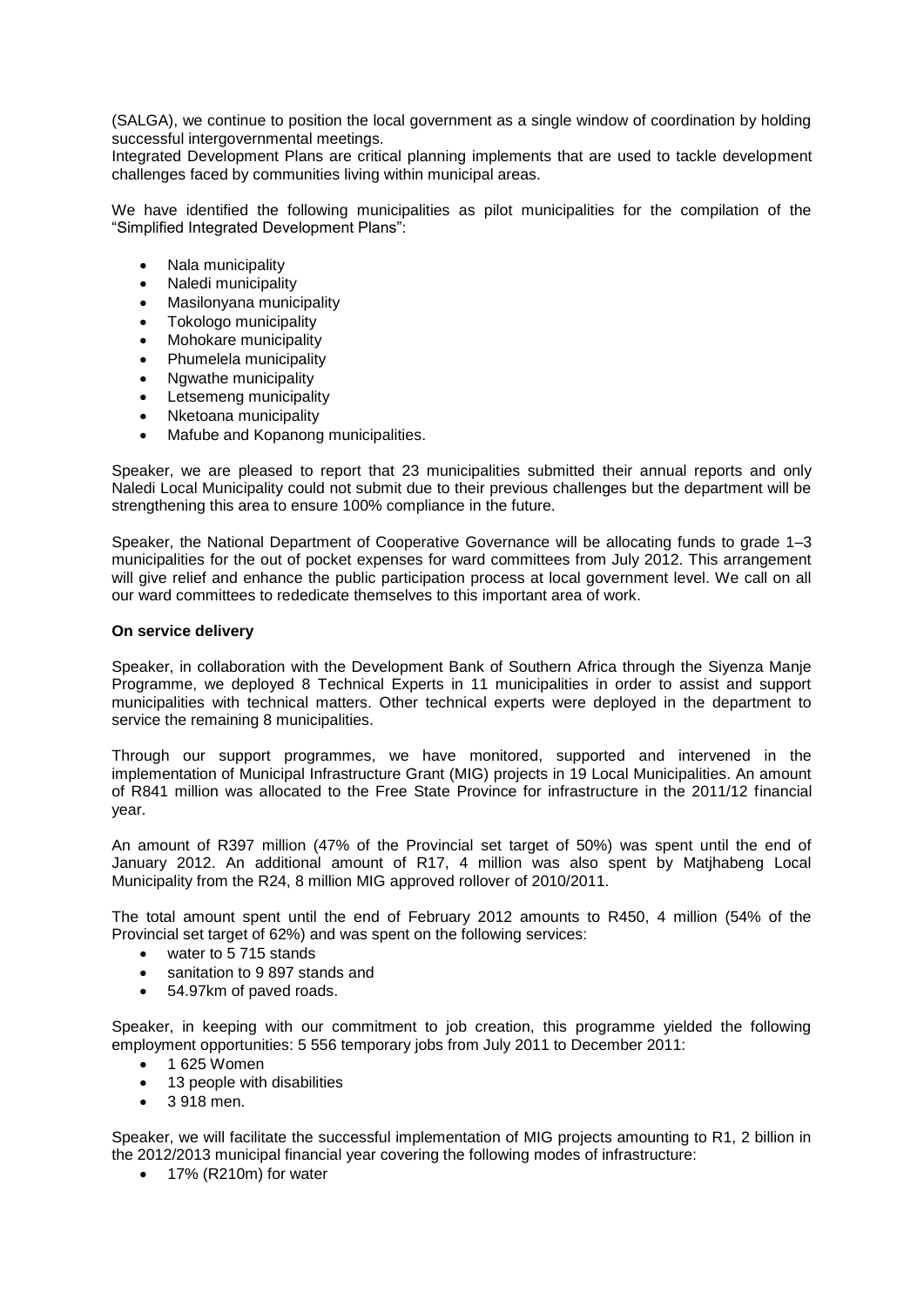(SALGA), we continue to position the local government as a single window of coordination by holding successful intergovernmental meetings.

Integrated Development Plans are critical planning implements that are used to tackle development challenges faced by communities living within municipal areas.

We have identified the following municipalities as pilot municipalities for the compilation of the "Simplified Integrated Development Plans":

- Nala municipality
- Naledi municipality
- Masilonyana municipality
- Tokologo municipality
- Mohokare municipality
- Phumelela municipality
- Ngwathe municipality
- Letsemeng municipality
- Nketoana municipality
- Mafube and Kopanong municipalities.

Speaker, we are pleased to report that 23 municipalities submitted their annual reports and only Naledi Local Municipality could not submit due to their previous challenges but the department will be strengthening this area to ensure 100% compliance in the future.

Speaker, the National Department of Cooperative Governance will be allocating funds to grade 1–3 municipalities for the out of pocket expenses for ward committees from July 2012. This arrangement will give relief and enhance the public participation process at local government level. We call on all our ward committees to rededicate themselves to this important area of work.

**On service delivery**

Speaker, in collaboration with the Development Bank of Southern Africa through the Siyenza Manje Programme, we deployed 8 Technical Experts in 11 municipalities in order to assist and support municipalities with technical matters. Other technical experts were deployed in the department to service the remaining 8 municipalities.

Through our support programmes, we have monitored, supported and intervened in the implementation of Municipal Infrastructure Grant (MIG) projects in 19 Local Municipalities. An amount of R841 million was allocated to the Free State Province for infrastructure in the 2011/12 financial year.

An amount of R397 million (47% of the Provincial set target of 50%) was spent until the end of January 2012. An additional amount of R17, 4 million was also spent by Matjhabeng Local Municipality from the R24, 8 million MIG approved rollover of 2010/2011.

The total amount spent until the end of February 2012 amounts to R450, 4 million (54% of the Provincial set target of 62%) and was spent on the following services:

- water to 5 715 stands
- sanitation to 9 897 stands and
- 54.97km of paved roads.

Speaker, in keeping with our commitment to job creation, this programme yielded the following employment opportunities: 5 556 temporary jobs from July 2011 to December 2011:

- 1 625 Women
- 13 people with disabilities
- 3 918 men.

Speaker, we will facilitate the successful implementation of MIG projects amounting to R1, 2 billion in the 2012/2013 municipal financial year covering the following modes of infrastructure:

- 17% (R210m) for water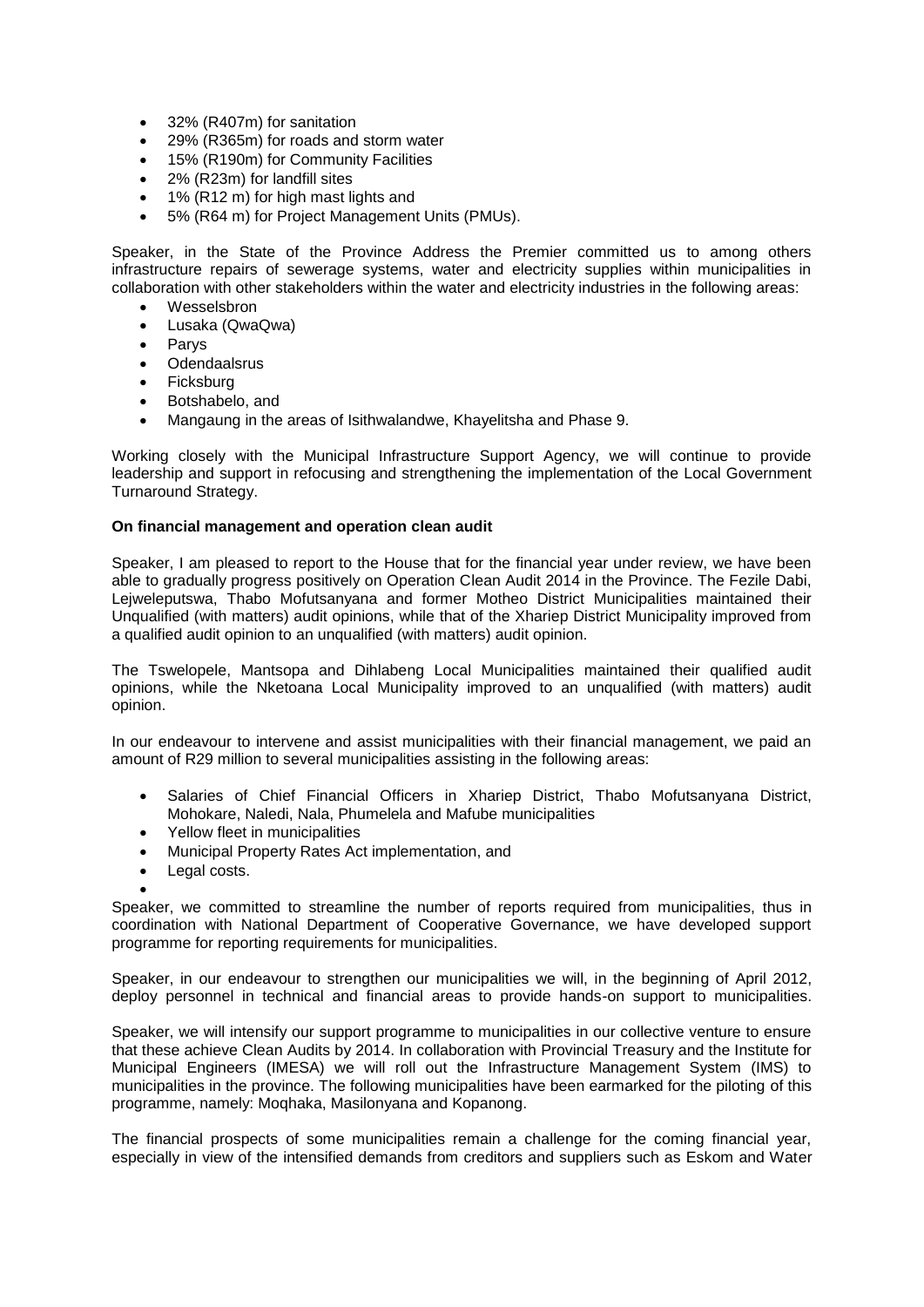- 32% (R407m) for sanitation
- 29% (R365m) for roads and storm water
- 15% (R190m) for Community Facilities
- 2% (R23m) for landfill sites
- 1% (R12 m) for high mast lights and
- 5% (R64 m) for Project Management Units (PMUs).

Speaker, in the State of the Province Address the Premier committed us to among others infrastructure repairs of sewerage systems, water and electricity supplies within municipalities in collaboration with other stakeholders within the water and electricity industries in the following areas:

- Wesselsbron
- Lusaka (QwaQwa)
- Parys
- Odendaalsrus
- Ficksburg
- Botshabelo, and
- Mangaung in the areas of Isithwalandwe, Khayelitsha and Phase 9.

Working closely with the Municipal Infrastructure Support Agency, we will continue to provide leadership and support in refocusing and strengthening the implementation of the Local Government Turnaround Strategy.

**On financial management and operation clean audit**

Speaker, I am pleased to report to the House that for the financial year under review, we have been able to gradually progress positively on Operation Clean Audit 2014 in the Province. The Fezile Dabi, Lejweleputswa, Thabo Mofutsanyana and former Motheo District Municipalities maintained their Unqualified (with matters) audit opinions, while that of the Xhariep District Municipality improved from a qualified audit opinion to an unqualified (with matters) audit opinion.

The Tswelopele, Mantsopa and Dihlabeng Local Municipalities maintained their qualified audit opinions, while the Nketoana Local Municipality improved to an unqualified (with matters) audit opinion.

In our endeavour to intervene and assist municipalities with their financial management, we paid an amount of R29 million to several municipalities assisting in the following areas:

- Salaries of Chief Financial Officers in Xhariep District, Thabo Mofutsanyana District, Mohokare, Naledi, Nala, Phumelela and Mafube municipalities
- Yellow fleet in municipalities
- Municipal Property Rates Act implementation, and
- Legal costs.

Speaker, we committed to streamline the number of reports required from municipalities, thus in coordination with National Department of Cooperative Governance, we have developed support programme for reporting requirements for municipalities.

Speaker, in our endeavour to strengthen our municipalities we will, in the beginning of April 2012, deploy personnel in technical and financial areas to provide hands-on support to municipalities.

Speaker, we will intensify our support programme to municipalities in our collective venture to ensure that these achieve Clean Audits by 2014. In collaboration with Provincial Treasury and the Institute for Municipal Engineers (IMESA) we will roll out the Infrastructure Management System (IMS) to municipalities in the province. The following municipalities have been earmarked for the piloting of this programme, namely: Moqhaka, Masilonyana and Kopanong.

The financial prospects of some municipalities remain a challenge for the coming financial year, especially in view of the intensified demands from creditors and suppliers such as Eskom and Water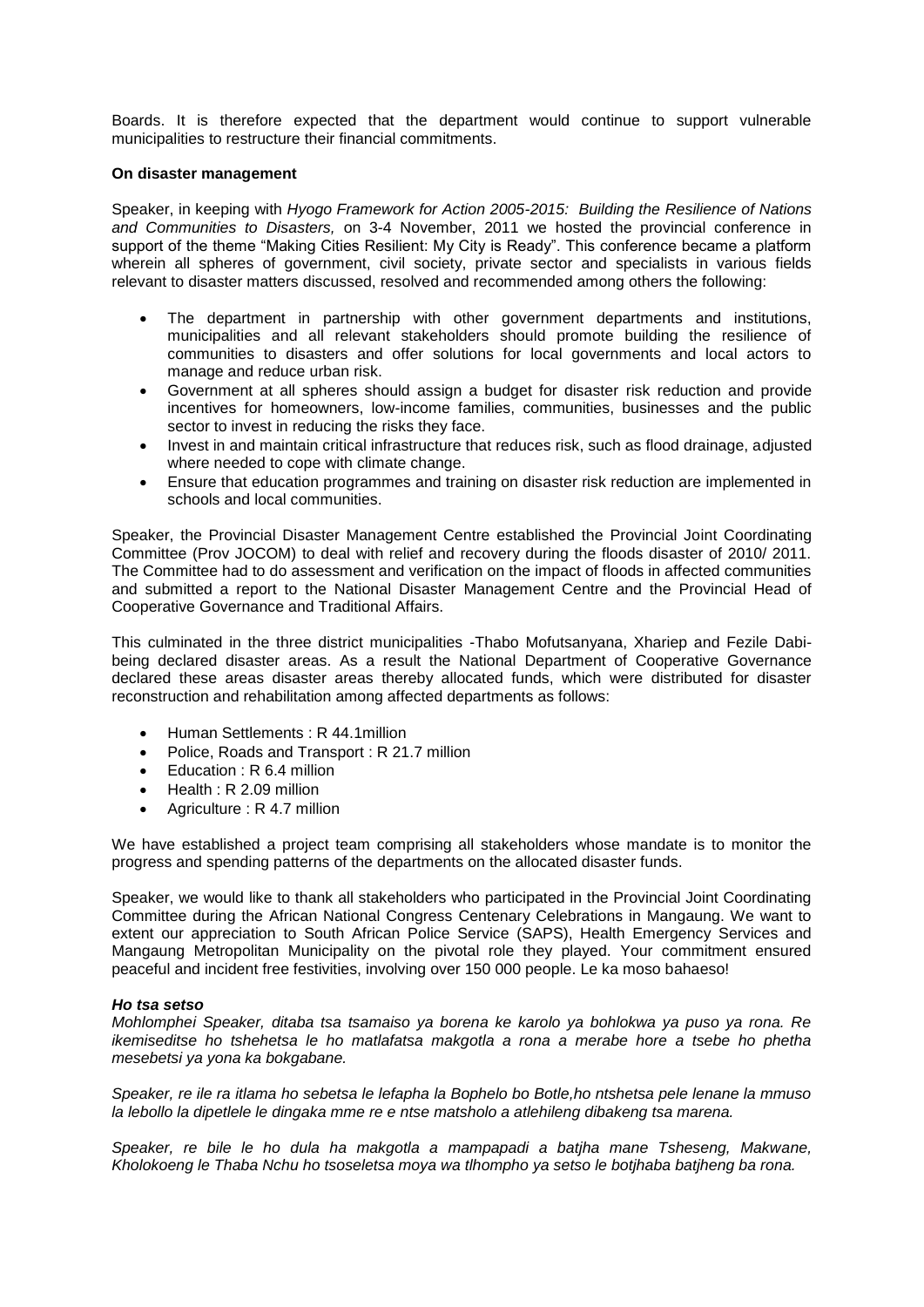Boards. It is therefore expected that the department would continue to support vulnerable municipalities to restructure their financial commitments.

**On disaster management**

Speaker, in keeping with *Hyogo Framework for Action 2005-2015: Building the Resilience of Nations and Communities to Disasters,* on 3-4 November, 2011 we hosted the provincial conference in support of the theme "Making Cities Resilient: My City is Ready". This conference became a platform wherein all spheres of government, civil society, private sector and specialists in various fields relevant to disaster matters discussed, resolved and recommended among others the following:

- The department in partnership with other government departments and institutions, municipalities and all relevant stakeholders should promote building the resilience of communities to disasters and offer solutions for local governments and local actors to manage and reduce urban risk.
- Government at all spheres should assign a budget for disaster risk reduction and provide incentives for homeowners, low-income families, communities, businesses and the public sector to invest in reducing the risks they face.
- Invest in and maintain critical infrastructure that reduces risk, such as flood drainage, adjusted where needed to cope with climate change.
- Ensure that education programmes and training on disaster risk reduction are implemented in schools and local communities.

Speaker, the Provincial Disaster Management Centre established the Provincial Joint Coordinating Committee (Prov JOCOM) to deal with relief and recovery during the floods disaster of 2010/ 2011. The Committee had to do assessment and verification on the impact of floods in affected communities and submitted a report to the National Disaster Management Centre and the Provincial Head of Cooperative Governance and Traditional Affairs.

This culminated in the three district municipalities -Thabo Mofutsanyana, Xhariep and Fezile Dabi-being declared disaster areas. As a result the National Department of Cooperative Governance declared these areas disaster areas thereby allocated funds, which were distributed for disaster reconstruction and rehabilitation among affected departments as follows:

- Human Settlements : R 44.1million
- Police, Roads and Transport : R 21.7 million
- Education : R 6.4 million
- Health : R 2.09 million
- Agriculture : R 4.7 million

We have established a project team comprising all stakeholders whose mandate is to monitor the progress and spending patterns of the departments on the allocated disaster funds.

Speaker, we would like to thank all stakeholders who participated in the Provincial Joint Coordinating Committee during the African National Congress Centenary Celebrations in Mangaung. We want to extent our appreciation to South African Police Service (SAPS), Health Emergency Services and Mangaung Metropolitan Municipality on the pivotal role they played. Your commitment ensured peaceful and incident free festivities, involving over 150 000 people. Le ka moso bahaeso!

***Ho tsa setso***

*Mohlomphei Speaker, ditaba tsa tsamaiso ya borena ke karolo ya bohlokwa ya puso ya rona. Re ikemiseditse ho tshehetsa le ho matlafatsa makgotla a rona a merabe hore a tsebe ho phetha mesebetsi ya yona ka bokgabane.*

*Speaker, re ile ra itlama ho sebetsa le lefapha la Bophelo bo Botle,ho ntshetsa pele lenane la mmuso la lebollo la dipetlele le dingaka mme re e ntse matsholo a atlehileng dibakeng tsa marena.*

*Speaker, re bile le ho dula ha makgotla a mampapadi a batjha mane Tsheseng, Makwane, Kholokoeng le Thaba Nchu ho tsoseletsa moya wa tlhompho ya setso le botjhaba batjheng ba rona.*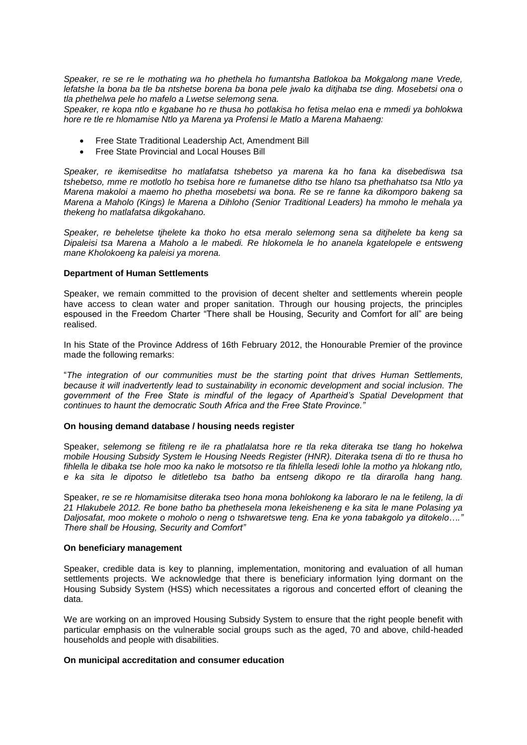*Speaker, re se re le mothating wa ho phethela ho fumantsha Batlokoa ba Mokgalong mane Vrede, lefatshe la bona ba tle ba ntshetse borena ba bona pele jwalo ka ditjhaba tse ding. Mosebetsi ona o tla phethelwa pele ho mafelo a Lwetse selemong sena.*

*Speaker, re kopa ntlo e kgabane ho re thusa ho potlakisa ho fetisa melao ena e mmedi ya bohlokwa hore re tle re hlomamise Ntlo ya Marena ya Profensi le Matlo a Marena Mahaeng:*

- Free State Traditional Leadership Act, Amendment Bill
- Free State Provincial and Local Houses Bill

*Speaker, re ikemiseditse ho matlafatsa tshebetso ya marena ka ho fana ka disebediswa tsa tshebetso, mme re motlotlo ho tsebisa hore re fumanetse ditho tse hlano tsa phethahatso tsa Ntlo ya Marena makoloi a maemo ho phetha mosebetsi wa bona. Re se re fanne ka dikomporo bakeng sa Marena a Maholo (Kings) le Marena a Dihloho (Senior Traditional Leaders) ha mmoho le mehala ya thekeng ho matlafatsa dikgokahano.*

*Speaker, re beheletse tjhelete ka thoko ho etsa meralo selemong sena sa ditjhelete ba keng sa Dipaleisi tsa Marena a Maholo a le mabedi. Re hlokomela le ho ananela kgatelopele e entsweng mane Kholokoeng ka paleisi ya morena.*

**Department of Human Settlements**

Speaker, we remain committed to the provision of decent shelter and settlements wherein people have access to clean water and proper sanitation. Through our housing projects, the principles espoused in the Freedom Charter "There shall be Housing, Security and Comfort for all" are being realised.

In his State of the Province Address of 16th February 2012, the Honourable Premier of the province made the following remarks:

"*The integration of our communities must be the starting point that drives Human Settlements, because it will inadvertently lead to sustainability in economic development and social inclusion. The government of the Free State is mindful of the legacy of Apartheid's Spatial Development that continues to haunt the democratic South Africa and the Free State Province."*

**On housing demand database / housing needs register**

Speaker, *selemong se fitileng re ile ra phatlalatsa hore re tla reka diteraka tse tlang ho hokelwa mobile Housing Subsidy System le Housing Needs Register (HNR). Diteraka tsena di tlo re thusa ho fihlella le dibaka tse hole moo ka nako le motsotso re tla fihlella lesedi lohle la motho ya hlokang ntlo, e ka sita le dipotso le ditletlebo tsa batho ba entseng dikopo re tla dirarolla hang hang.*

Speaker, *re se re hlomamisitse diteraka tseo hona mona bohlokong ka laboraro le na le fetileng, la di 21 Hlakubele 2012. Re bone batho ba phethesela mona lekeisheneng e ka sita le mane Polasing ya Daljosafat, moo mokete o moholo o neng o tshwaretswe teng. Ena ke yona tabakgolo ya ditokelo…." There shall be Housing, Security and Comfort"*

**On beneficiary management**

Speaker, credible data is key to planning, implementation, monitoring and evaluation of all human settlements projects. We acknowledge that there is beneficiary information lying dormant on the Housing Subsidy System (HSS) which necessitates a rigorous and concerted effort of cleaning the data.

We are working on an improved Housing Subsidy System to ensure that the right people benefit with particular emphasis on the vulnerable social groups such as the aged, 70 and above, child-headed households and people with disabilities.

**On municipal accreditation and consumer education**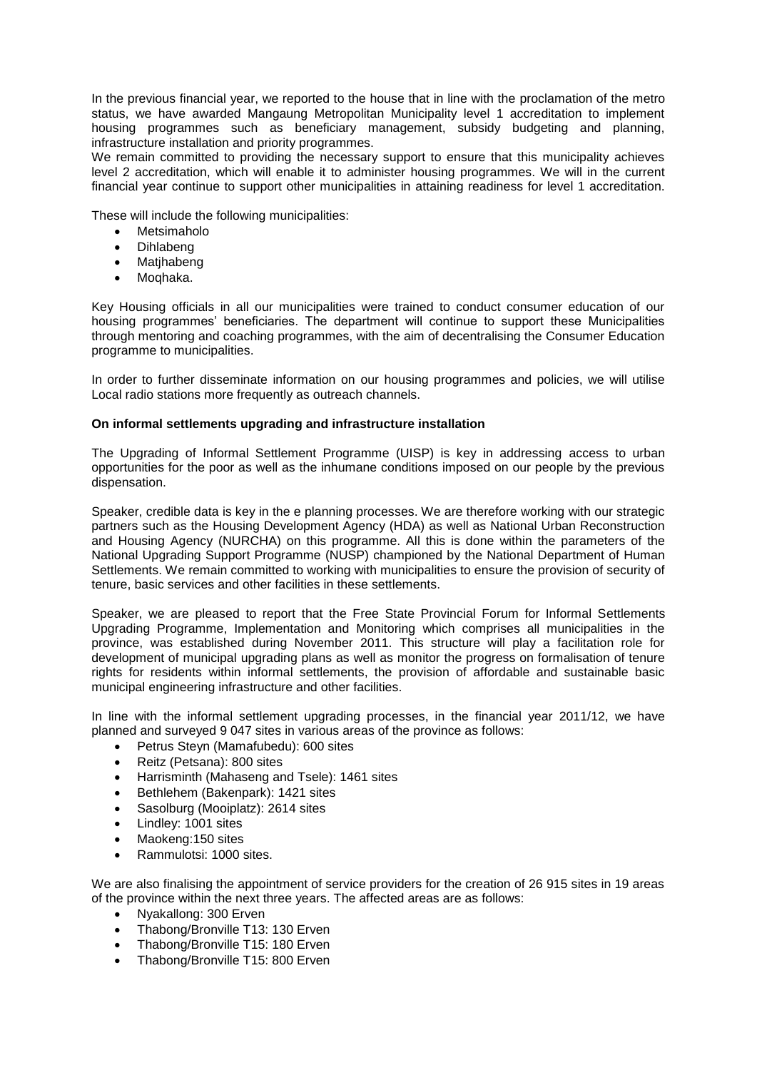In the previous financial year, we reported to the house that in line with the proclamation of the metro status, we have awarded Mangaung Metropolitan Municipality level 1 accreditation to implement housing programmes such as beneficiary management, subsidy budgeting and planning, infrastructure installation and priority programmes.

We remain committed to providing the necessary support to ensure that this municipality achieves level 2 accreditation, which will enable it to administer housing programmes. We will in the current financial year continue to support other municipalities in attaining readiness for level 1 accreditation.

These will include the following municipalities:

- Metsimaholo
- Dihlabeng
- Matjhabeng
- Moqhaka.

Key Housing officials in all our municipalities were trained to conduct consumer education of our housing programmes' beneficiaries. The department will continue to support these Municipalities through mentoring and coaching programmes, with the aim of decentralising the Consumer Education programme to municipalities.

In order to further disseminate information on our housing programmes and policies, we will utilise Local radio stations more frequently as outreach channels.

**On informal settlements upgrading and infrastructure installation**

The Upgrading of Informal Settlement Programme (UISP) is key in addressing access to urban opportunities for the poor as well as the inhumane conditions imposed on our people by the previous dispensation.

Speaker, credible data is key in the e planning processes. We are therefore working with our strategic partners such as the Housing Development Agency (HDA) as well as National Urban Reconstruction and Housing Agency (NURCHA) on this programme. All this is done within the parameters of the National Upgrading Support Programme (NUSP) championed by the National Department of Human Settlements. We remain committed to working with municipalities to ensure the provision of security of tenure, basic services and other facilities in these settlements.

Speaker, we are pleased to report that the Free State Provincial Forum for Informal Settlements Upgrading Programme, Implementation and Monitoring which comprises all municipalities in the province, was established during November 2011. This structure will play a facilitation role for development of municipal upgrading plans as well as monitor the progress on formalisation of tenure rights for residents within informal settlements, the provision of affordable and sustainable basic municipal engineering infrastructure and other facilities.

In line with the informal settlement upgrading processes, in the financial year 2011/12, we have planned and surveyed 9 047 sites in various areas of the province as follows:

- Petrus Steyn (Mamafubedu): 600 sites
- Reitz (Petsana): 800 sites
- Harrisminth (Mahaseng and Tsele): 1461 sites
- Bethlehem (Bakenpark): 1421 sites
- Sasolburg (Mooiplatz): 2614 sites
- Lindley: 1001 sites
- Maokeng:150 sites
- Rammulotsi: 1000 sites.

We are also finalising the appointment of service providers for the creation of 26 915 sites in 19 areas of the province within the next three years. The affected areas are as follows:

- Nyakallong: 300 Erven
- Thabong/Bronville T13: 130 Erven
- Thabong/Bronville T15: 180 Erven
- Thabong/Bronville T15: 800 Erven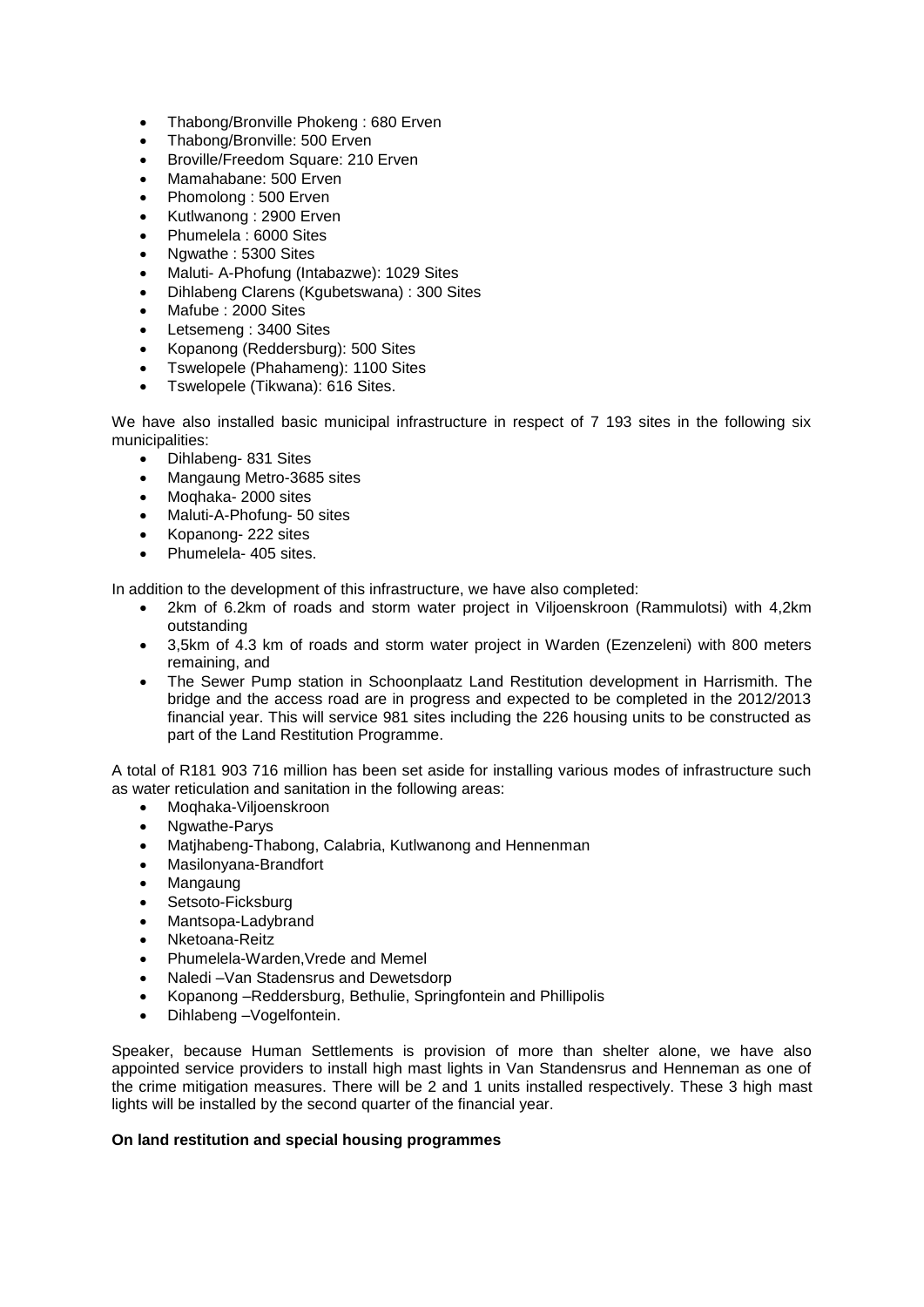- Thabong/Bronville Phokeng : 680 Erven
- Thabong/Bronville: 500 Erven
- Broville/Freedom Square: 210 Erven
- Mamahabane: 500 Erven
- Phomolong : 500 Erven
- Kutlwanong : 2900 Erven
- Phumelela : 6000 Sites
- Ngwathe : 5300 Sites
- Maluti- A-Phofung (Intabazwe): 1029 Sites
- Dihlabeng Clarens (Kgubetswana) : 300 Sites
- Mafube : 2000 Sites
- Letsemeng : 3400 Sites
- Kopanong (Reddersburg): 500 Sites
- Tswelopele (Phahameng): 1100 Sites
- Tswelopele (Tikwana): 616 Sites.

We have also installed basic municipal infrastructure in respect of 7 193 sites in the following six municipalities:

- Dihlabeng- 831 Sites
- Mangaung Metro-3685 sites
- Moqhaka- 2000 sites
- Maluti-A-Phofung- 50 sites
- Kopanong- 222 sites
- Phumelela- 405 sites.

In addition to the development of this infrastructure, we have also completed:

- 2km of 6.2km of roads and storm water project in Viljoenskroon (Rammulotsi) with 4,2km outstanding
- 3,5km of 4.3 km of roads and storm water project in Warden (Ezenzeleni) with 800 meters remaining, and
- The Sewer Pump station in Schoonplaatz Land Restitution development in Harrismith. The bridge and the access road are in progress and expected to be completed in the 2012/2013 financial year. This will service 981 sites including the 226 housing units to be constructed as part of the Land Restitution Programme.

A total of R181 903 716 million has been set aside for installing various modes of infrastructure such as water reticulation and sanitation in the following areas:

- Moqhaka-Viljoenskroon
- Ngwathe-Parys
- Matjhabeng-Thabong, Calabria, Kutlwanong and Hennenman
- Masilonyana-Brandfort
- Mangaung
- Setsoto-Ficksburg
- Mantsopa-Ladybrand
- Nketoana-Reitz
- Phumelela-Warden,Vrede and Memel
- Naledi –Van Stadensrus and Dewetsdorp
- Kopanong –Reddersburg, Bethulie, Springfontein and Phillipolis
- Dihlabeng –Vogelfontein.

Speaker, because Human Settlements is provision of more than shelter alone, we have also appointed service providers to install high mast lights in Van Standensrus and Henneman as one of the crime mitigation measures. There will be 2 and 1 units installed respectively. These 3 high mast lights will be installed by the second quarter of the financial year.

**On land restitution and special housing programmes**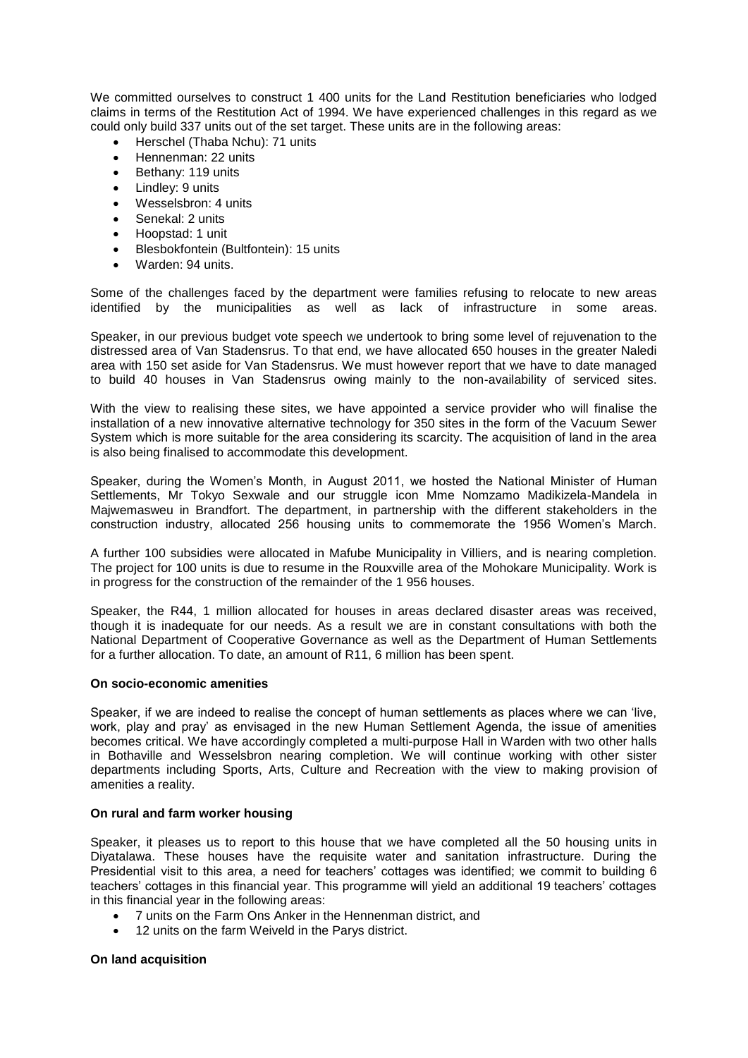We committed ourselves to construct 1 400 units for the Land Restitution beneficiaries who lodged claims in terms of the Restitution Act of 1994. We have experienced challenges in this regard as we could only build 337 units out of the set target. These units are in the following areas:

- Herschel (Thaba Nchu): 71 units
- Hennenman: 22 units
- Bethany: 119 units
- Lindley: 9 units
- Wesselsbron: 4 units
- Senekal: 2 units
- Hoopstad: 1 unit
- Blesbokfontein (Bultfontein): 15 units
- Warden: 94 units.

Some of the challenges faced by the department were families refusing to relocate to new areas identified by the municipalities as well as lack of infrastructure in some areas.

Speaker, in our previous budget vote speech we undertook to bring some level of rejuvenation to the distressed area of Van Stadensrus. To that end, we have allocated 650 houses in the greater Naledi area with 150 set aside for Van Stadensrus. We must however report that we have to date managed to build 40 houses in Van Stadensrus owing mainly to the non-availability of serviced sites.

With the view to realising these sites, we have appointed a service provider who will finalise the installation of a new innovative alternative technology for 350 sites in the form of the Vacuum Sewer System which is more suitable for the area considering its scarcity. The acquisition of land in the area is also being finalised to accommodate this development.

Speaker, during the Women's Month, in August 2011, we hosted the National Minister of Human Settlements, Mr Tokyo Sexwale and our struggle icon Mme Nomzamo Madikizela-Mandela in Majwemasweu in Brandfort. The department, in partnership with the different stakeholders in the construction industry, allocated 256 housing units to commemorate the 1956 Women's March.

A further 100 subsidies were allocated in Mafube Municipality in Villiers, and is nearing completion. The project for 100 units is due to resume in the Rouxville area of the Mohokare Municipality. Work is in progress for the construction of the remainder of the 1 956 houses.

Speaker, the R44, 1 million allocated for houses in areas declared disaster areas was received, though it is inadequate for our needs. As a result we are in constant consultations with both the National Department of Cooperative Governance as well as the Department of Human Settlements for a further allocation. To date, an amount of R11, 6 million has been spent.

**On socio-economic amenities**

Speaker, if we are indeed to realise the concept of human settlements as places where we can 'live, work, play and pray' as envisaged in the new Human Settlement Agenda, the issue of amenities becomes critical. We have accordingly completed a multi-purpose Hall in Warden with two other halls in Bothaville and Wesselsbron nearing completion. We will continue working with other sister departments including Sports, Arts, Culture and Recreation with the view to making provision of amenities a reality.

**On rural and farm worker housing**

Speaker, it pleases us to report to this house that we have completed all the 50 housing units in Diyatalawa. These houses have the requisite water and sanitation infrastructure. During the Presidential visit to this area, a need for teachers' cottages was identified; we commit to building 6 teachers' cottages in this financial year. This programme will yield an additional 19 teachers' cottages in this financial year in the following areas:

- 7 units on the Farm Ons Anker in the Hennenman district, and
- 12 units on the farm Weiveld in the Parys district.

**On land acquisition**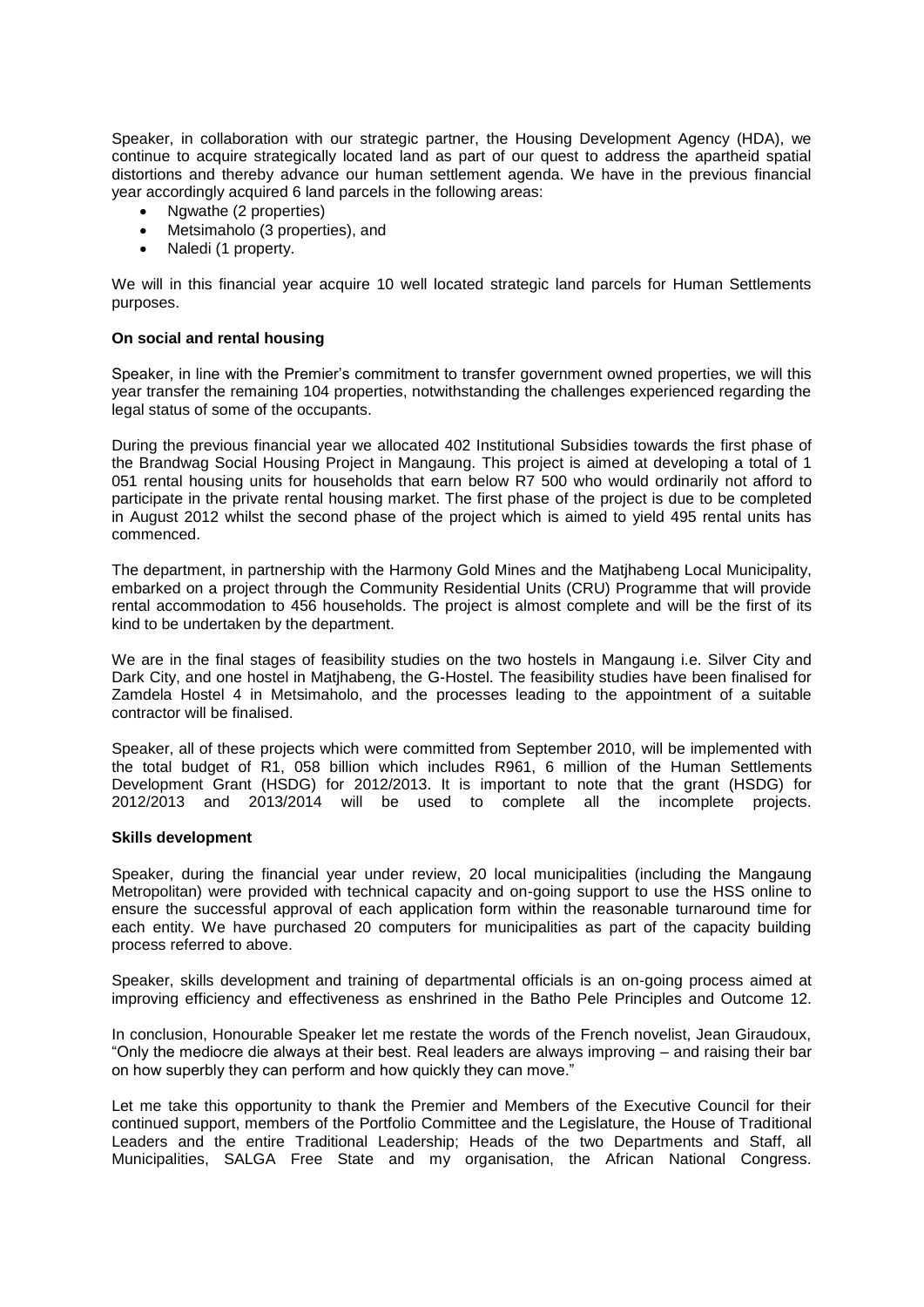Speaker, in collaboration with our strategic partner, the Housing Development Agency (HDA), we continue to acquire strategically located land as part of our quest to address the apartheid spatial distortions and thereby advance our human settlement agenda. We have in the previous financial year accordingly acquired 6 land parcels in the following areas:

- Ngwathe (2 properties)
- Metsimaholo (3 properties), and
- Naledi (1 property.

We will in this financial year acquire 10 well located strategic land parcels for Human Settlements purposes.

**On social and rental housing**

Speaker, in line with the Premier's commitment to transfer government owned properties, we will this year transfer the remaining 104 properties, notwithstanding the challenges experienced regarding the legal status of some of the occupants.

During the previous financial year we allocated 402 Institutional Subsidies towards the first phase of the Brandwag Social Housing Project in Mangaung. This project is aimed at developing a total of 1 051 rental housing units for households that earn below R7 500 who would ordinarily not afford to participate in the private rental housing market. The first phase of the project is due to be completed in August 2012 whilst the second phase of the project which is aimed to yield 495 rental units has commenced.

The department, in partnership with the Harmony Gold Mines and the Matjhabeng Local Municipality, embarked on a project through the Community Residential Units (CRU) Programme that will provide rental accommodation to 456 households. The project is almost complete and will be the first of its kind to be undertaken by the department.

We are in the final stages of feasibility studies on the two hostels in Mangaung i.e. Silver City and Dark City, and one hostel in Matjhabeng, the G-Hostel. The feasibility studies have been finalised for Zamdela Hostel 4 in Metsimaholo, and the processes leading to the appointment of a suitable contractor will be finalised.

Speaker, all of these projects which were committed from September 2010, will be implemented with the total budget of R1, 058 billion which includes R961, 6 million of the Human Settlements Development Grant (HSDG) for 2012/2013. It is important to note that the grant (HSDG) for 2012/2013 and 2013/2014 will be used to complete all the incomplete projects.

**Skills development**

Speaker, during the financial year under review, 20 local municipalities (including the Mangaung Metropolitan) were provided with technical capacity and on-going support to use the HSS online to ensure the successful approval of each application form within the reasonable turnaround time for each entity. We have purchased 20 computers for municipalities as part of the capacity building process referred to above.

Speaker, skills development and training of departmental officials is an on-going process aimed at improving efficiency and effectiveness as enshrined in the Batho Pele Principles and Outcome 12.

In conclusion, Honourable Speaker let me restate the words of the French novelist, Jean Giraudoux, "Only the mediocre die always at their best. Real leaders are always improving – and raising their bar on how superbly they can perform and how quickly they can move."

Let me take this opportunity to thank the Premier and Members of the Executive Council for their continued support, members of the Portfolio Committee and the Legislature, the House of Traditional Leaders and the entire Traditional Leadership; Heads of the two Departments and Staff, all Municipalities, SALGA Free State and my organisation, the African National Congress.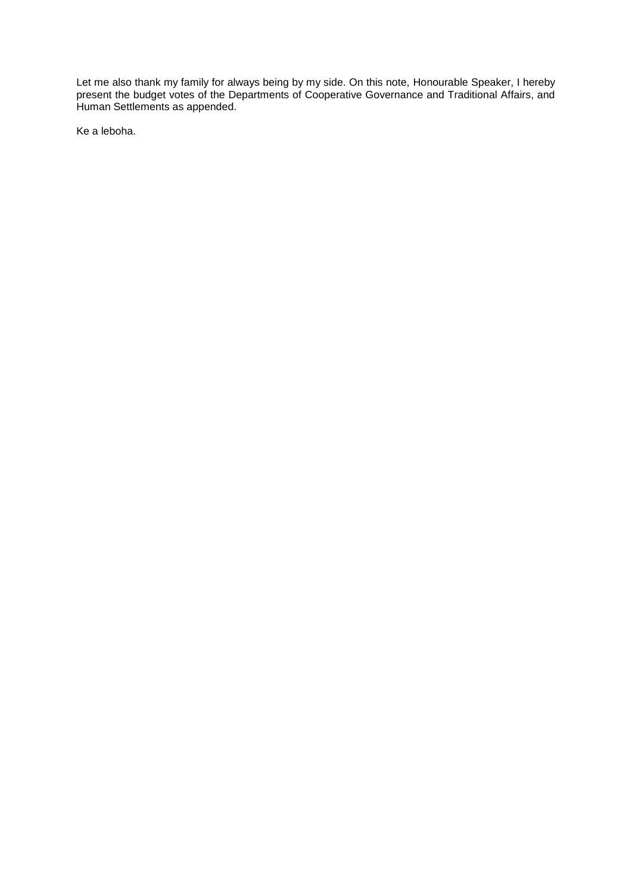Let me also thank my family for always being by my side. On this note, Honourable Speaker, I hereby present the budget votes of the Departments of Cooperative Governance and Traditional Affairs, and Human Settlements as appended.

Ke a leboha.